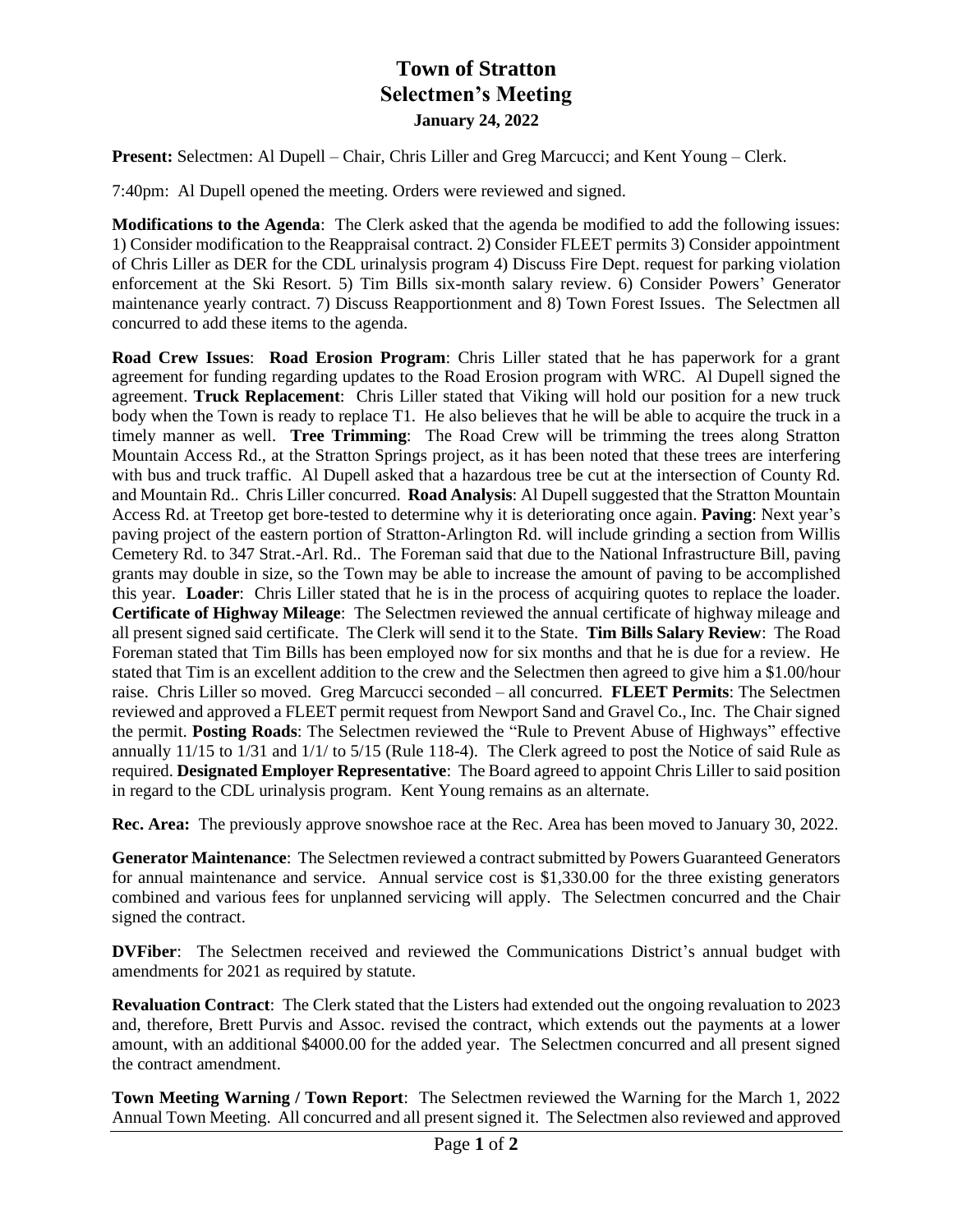# Town of Stratton
## Selectmen's Meeting
### January 24, 2022

**Present:** Selectmen: Al Dupell – Chair, Chris Liller and Greg Marcucci; and Kent Young – Clerk.

7:40pm: Al Dupell opened the meeting. Orders were reviewed and signed.

**Modifications to the Agenda**: The Clerk asked that the agenda be modified to add the following issues: 1) Consider modification to the Reappraisal contract. 2) Consider FLEET permits 3) Consider appointment of Chris Liller as DER for the CDL urinalysis program 4) Discuss Fire Dept. request for parking violation enforcement at the Ski Resort. 5) Tim Bills six-month salary review. 6) Consider Powers' Generator maintenance yearly contract. 7) Discuss Reapportionment and 8) Town Forest Issues. The Selectmen all concurred to add these items to the agenda.

**Road Crew Issues**: **Road Erosion Program**: Chris Liller stated that he has paperwork for a grant agreement for funding regarding updates to the Road Erosion program with WRC. Al Dupell signed the agreement. **Truck Replacement**: Chris Liller stated that Viking will hold our position for a new truck body when the Town is ready to replace T1. He also believes that he will be able to acquire the truck in a timely manner as well. **Tree Trimming**: The Road Crew will be trimming the trees along Stratton Mountain Access Rd., at the Stratton Springs project, as it has been noted that these trees are interfering with bus and truck traffic. Al Dupell asked that a hazardous tree be cut at the intersection of County Rd. and Mountain Rd.. Chris Liller concurred. **Road Analysis**: Al Dupell suggested that the Stratton Mountain Access Rd. at Treetop get bore-tested to determine why it is deteriorating once again. **Paving**: Next year's paving project of the eastern portion of Stratton-Arlington Rd. will include grinding a section from Willis Cemetery Rd. to 347 Strat.-Arl. Rd.. The Foreman said that due to the National Infrastructure Bill, paving grants may double in size, so the Town may be able to increase the amount of paving to be accomplished this year. **Loader**: Chris Liller stated that he is in the process of acquiring quotes to replace the loader. **Certificate of Highway Mileage**: The Selectmen reviewed the annual certificate of highway mileage and all present signed said certificate. The Clerk will send it to the State. **Tim Bills Salary Review**: The Road Foreman stated that Tim Bills has been employed now for six months and that he is due for a review. He stated that Tim is an excellent addition to the crew and the Selectmen then agreed to give him a $1.00/hour raise. Chris Liller so moved. Greg Marcucci seconded – all concurred. **FLEET Permits**: The Selectmen reviewed and approved a FLEET permit request from Newport Sand and Gravel Co., Inc. The Chair signed the permit. **Posting Roads**: The Selectmen reviewed the "Rule to Prevent Abuse of Highways" effective annually 11/15 to 1/31 and 1/1/ to 5/15 (Rule 118-4). The Clerk agreed to post the Notice of said Rule as required. **Designated Employer Representative**: The Board agreed to appoint Chris Liller to said position in regard to the CDL urinalysis program. Kent Young remains as an alternate.

**Rec. Area:** The previously approve snowshoe race at the Rec. Area has been moved to January 30, 2022.

**Generator Maintenance**: The Selectmen reviewed a contract submitted by Powers Guaranteed Generators for annual maintenance and service. Annual service cost is $1,330.00 for the three existing generators combined and various fees for unplanned servicing will apply. The Selectmen concurred and the Chair signed the contract.

**DVFiber**: The Selectmen received and reviewed the Communications District's annual budget with amendments for 2021 as required by statute.

**Revaluation Contract**: The Clerk stated that the Listers had extended out the ongoing revaluation to 2023 and, therefore, Brett Purvis and Assoc. revised the contract, which extends out the payments at a lower amount, with an additional $4000.00 for the added year. The Selectmen concurred and all present signed the contract amendment.

**Town Meeting Warning / Town Report**: The Selectmen reviewed the Warning for the March 1, 2022 Annual Town Meeting. All concurred and all present signed it. The Selectmen also reviewed and approved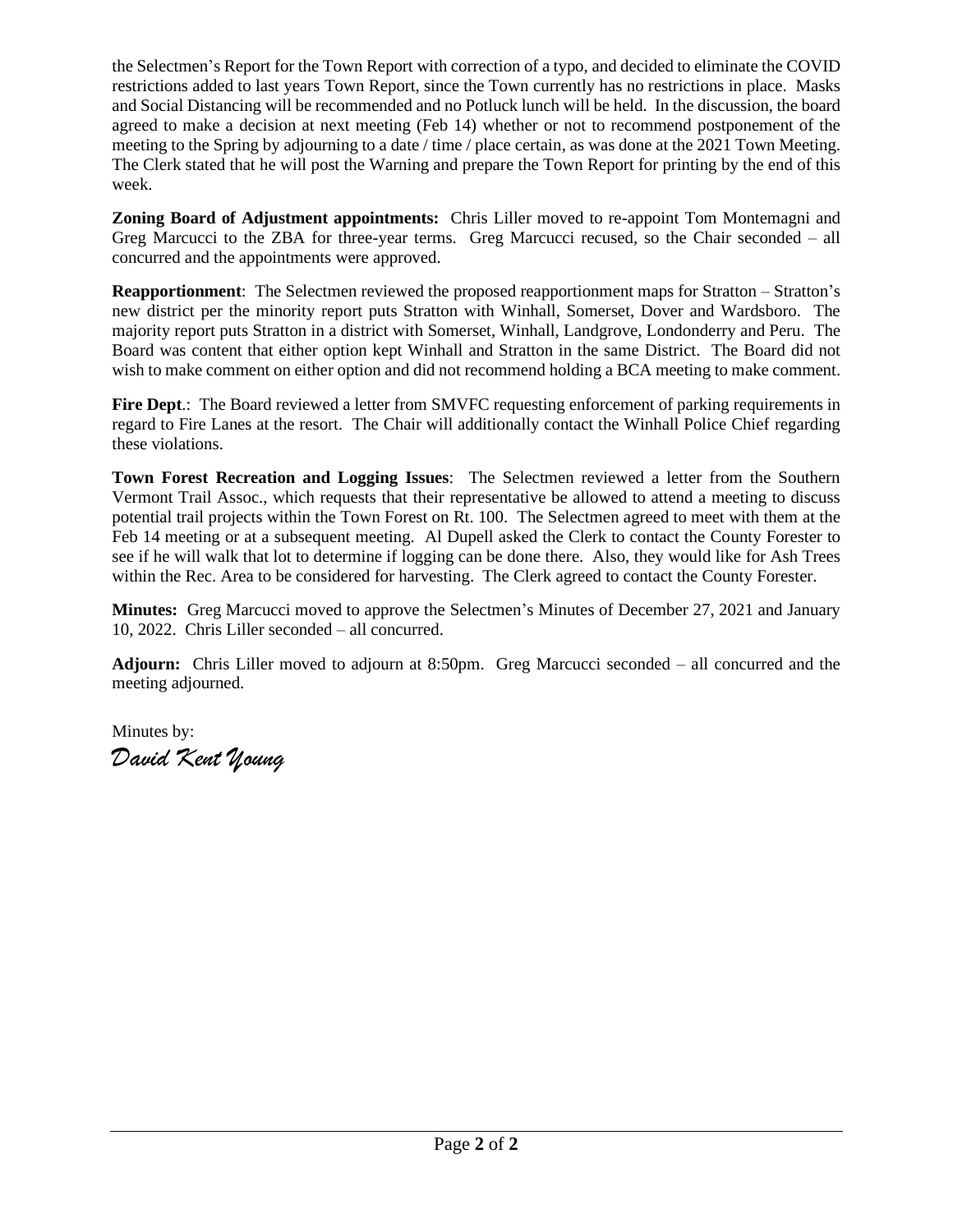the Selectmen's Report for the Town Report with correction of a typo, and decided to eliminate the COVID restrictions added to last years Town Report, since the Town currently has no restrictions in place. Masks and Social Distancing will be recommended and no Potluck lunch will be held. In the discussion, the board agreed to make a decision at next meeting (Feb 14) whether or not to recommend postponement of the meeting to the Spring by adjourning to a date / time / place certain, as was done at the 2021 Town Meeting. The Clerk stated that he will post the Warning and prepare the Town Report for printing by the end of this week.

**Zoning Board of Adjustment appointments:** Chris Liller moved to re-appoint Tom Montemagni and Greg Marcucci to the ZBA for three-year terms. Greg Marcucci recused, so the Chair seconded – all concurred and the appointments were approved.

**Reapportionment**: The Selectmen reviewed the proposed reapportionment maps for Stratton – Stratton's new district per the minority report puts Stratton with Winhall, Somerset, Dover and Wardsboro. The majority report puts Stratton in a district with Somerset, Winhall, Landgrove, Londonderry and Peru. The Board was content that either option kept Winhall and Stratton in the same District. The Board did not wish to make comment on either option and did not recommend holding a BCA meeting to make comment.

**Fire Dept**.: The Board reviewed a letter from SMVFC requesting enforcement of parking requirements in regard to Fire Lanes at the resort. The Chair will additionally contact the Winhall Police Chief regarding these violations.

**Town Forest Recreation and Logging Issues**: The Selectmen reviewed a letter from the Southern Vermont Trail Assoc., which requests that their representative be allowed to attend a meeting to discuss potential trail projects within the Town Forest on Rt. 100. The Selectmen agreed to meet with them at the Feb 14 meeting or at a subsequent meeting. Al Dupell asked the Clerk to contact the County Forester to see if he will walk that lot to determine if logging can be done there. Also, they would like for Ash Trees within the Rec. Area to be considered for harvesting. The Clerk agreed to contact the County Forester.

**Minutes:** Greg Marcucci moved to approve the Selectmen's Minutes of December 27, 2021 and January 10, 2022. Chris Liller seconded – all concurred.

**Adjourn:** Chris Liller moved to adjourn at 8:50pm. Greg Marcucci seconded – all concurred and the meeting adjourned.

Minutes by:

*David Kent Young*